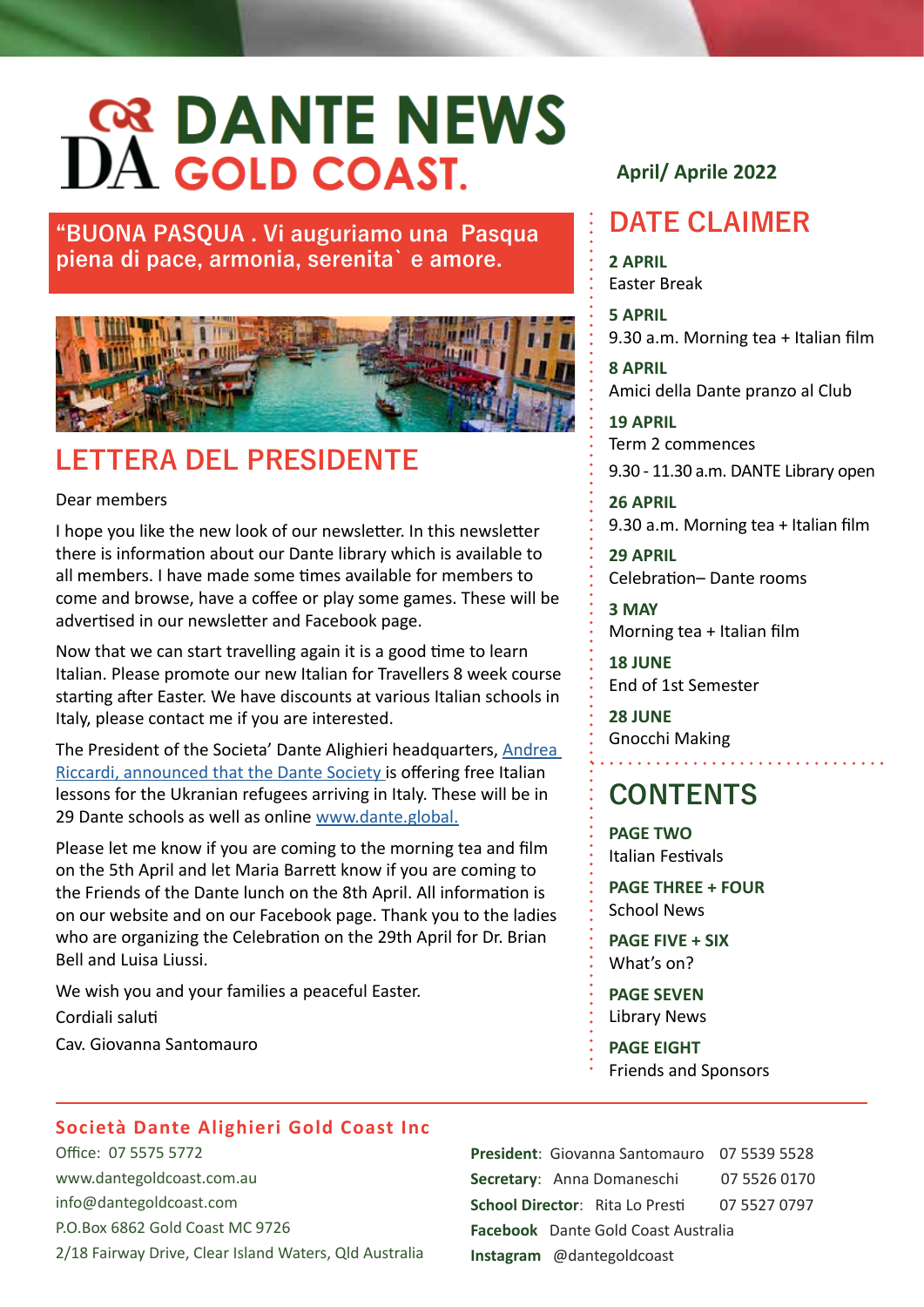# DANTE NEWS GOLD COAST.

April/ Aprile 2022

**"BUONA PASQUA . Vi auguriamo una Pasqua piena di pace, armonia, serenita` e amore.**

## LETTERA DEL PRESIDENTE

Dear members

I hope you like the new look of our newsletter. In this newsletter there is information about our Dante library which is available to all members. I have made some times available for members to come and browse, have a coffee or play some games. These will be advertised in our newsletter and Facebook page.

Now that we can start travelling again it is a good time to learn Italian. Please promote our new Italian for Travellers 8 week course starting after Easter. We have discounts at various Italian schools in Italy, please contact me if you are interested.

The President of the Societa' Dante Alighieri headquarters, Andrea Riccardi, announced that the Dante Society is offering free Italian lessons for the Ukranian refugees arriving in Italy. These will be in 29 Dante schools as well as online www.dante.global.

Please let me know if you are coming to the morning tea and film on the 5th April and let Maria Barrett know if you are coming to the Friends of the Dante lunch on the 8th April. All information is on our website and on our Facebook page. Thank you to the ladies who are organizing the Celebration on the 29th April for Dr. Brian Bell and Luisa Liussi.

We wish you and your families a peaceful Easter.

Cordiali saluti

Cav. Giovanna Santomauro

## DATE CLAIMER

**2 APRIL**
Easter Break

**5 APRIL**
9.30 a.m. Morning tea + Italian film

**8 APRIL**
Amici della Dante pranzo al Club

**19 APRIL**
Term 2 commences
9.30 - 11.30 a.m. DANTE Library open

**26 APRIL**
9.30 a.m. Morning tea + Italian film

**29 APRIL**
Celebration– Dante rooms

**3 MAY**
Morning tea + Italian film

**18 JUNE**
End of 1st Semester

**28 JUNE**
Gnocchi Making

## CONTENTS

**PAGE TWO**
Italian Festivals

**PAGE THREE + FOUR**
School News

**PAGE FIVE + SIX**
What's on?

**PAGE SEVEN**
Library News

**PAGE EIGHT**
Friends and Sponsors

---

**Società Dante Alighieri Gold Coast Inc**
Office: 07 5575 5772
www.dantegoldcoast.com.au
info@dantegoldcoast.com
P.O.Box 6862 Gold Coast MC 9726
2/18 Fairway Drive, Clear Island Waters, Qld Australia

**President**: Giovanna Santomauro 07 5539 5528
**Secretary**: Anna Domaneschi 07 5526 0170
**School Director**: Rita Lo Presti 07 5527 0797
**Facebook** Dante Gold Coast Australia
**Instagram** @dantegoldcoast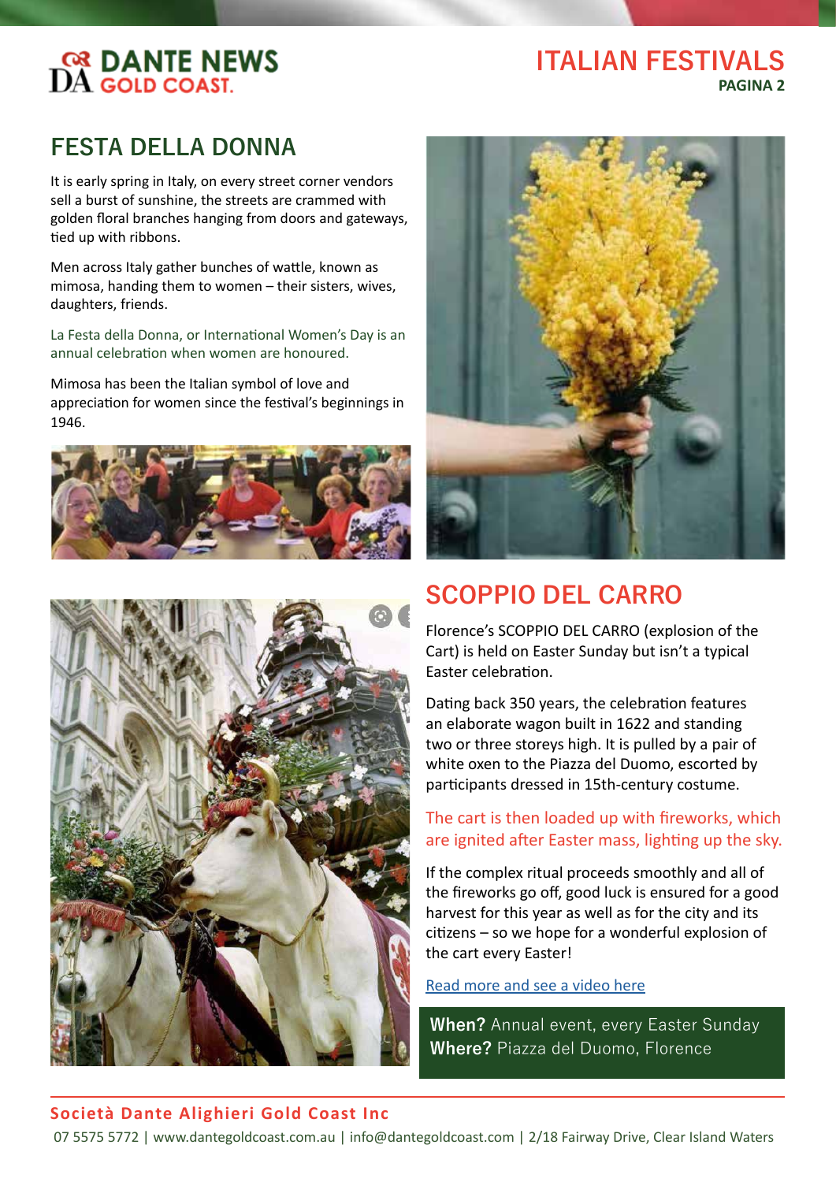## FESTA DELLA DONNA

It is early spring in Italy, on every street corner vendors sell a burst of sunshine, the streets are crammed with golden floral branches hanging from doors and gateways, tied up with ribbons.

Men across Italy gather bunches of wattle, known as mimosa, handing them to women – their sisters, wives, daughters, friends.

La Festa della Donna, or International Women's Day is an annual celebration when women are honoured.

Mimosa has been the Italian symbol of love and appreciation for women since the festival's beginnings in 1946.

## SCOPPIO DEL CARRO

Florence's SCOPPIO DEL CARRO (explosion of the Cart) is held on Easter Sunday but isn't a typical Easter celebration.

Dating back 350 years, the celebration features an elaborate wagon built in 1622 and standing two or three storeys high. It is pulled by a pair of white oxen to the Piazza del Duomo, escorted by participants dressed in 15th-century costume.

The cart is then loaded up with fireworks, which are ignited after Easter mass, lighting up the sky.

If the complex ritual proceeds smoothly and all of the fireworks go off, good luck is ensured for a good harvest for this year as well as for the city and its citizens – so we hope for a wonderful explosion of the cart every Easter!

Read more and see a video here

**When?** Annual event, every Easter Sunday
**Where?** Piazza del Duomo, Florence

**Società Dante Alighieri Gold Coast Inc**
07 5575 5772 | www.dantegoldcoast.com.au | info@dantegoldcoast.com | 2/18 Fairway Drive, Clear Island Waters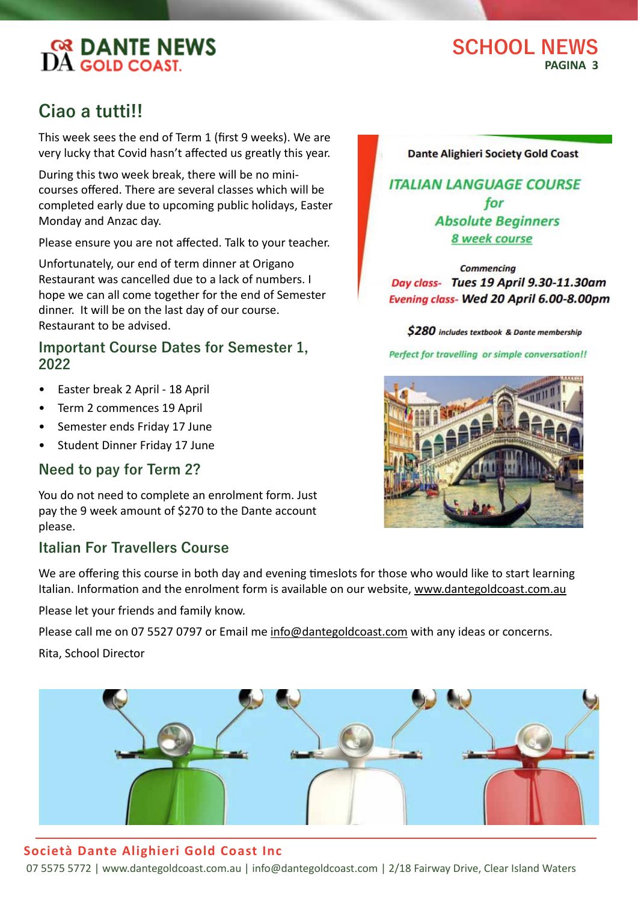## Ciao a tutti!!

This week sees the end of Term 1 (first 9 weeks). We are very lucky that Covid hasn't affected us greatly this year.

During this two week break, there will be no mini-courses offered. There are several classes which will be completed early due to upcoming public holidays, Easter Monday and Anzac day.

Please ensure you are not affected. Talk to your teacher.

Unfortunately, our end of term dinner at Origano Restaurant was cancelled due to a lack of numbers. I hope we can all come together for the end of Semester dinner. It will be on the last day of our course. Restaurant to be advised.

### Important Course Dates for Semester 1, 2022

- Easter break 2 April - 18 April
- Term 2 commences 19 April
- Semester ends Friday 17 June
- Student Dinner Friday 17 June

### Need to pay for Term 2?

You do not need to complete an enrolment form. Just pay the 9 week amount of $270 to the Dante account please.

**Dante Alighieri Society Gold Coast**

***ITALIAN LANGUAGE COURSE***
***for***
***Absolute Beginners***
***8 week course***

*Commencing*
*Day class-* ***Tues 19 April 9.30-11.30am***
*Evening class-* ***Wed 20 April 6.00-8.00pm***

***$280*** *includes textbook & Dante membership*

*Perfect for travelling or simple conversation!!*

### Italian For Travellers Course

We are offering this course in both day and evening timeslots for those who would like to start learning Italian. Information and the enrolment form is available on our website, www.dantegoldcoast.com.au

Please let your friends and family know.

Please call me on 07 5527 0797 or Email me info@dantegoldcoast.com with any ideas or concerns.

Rita, School Director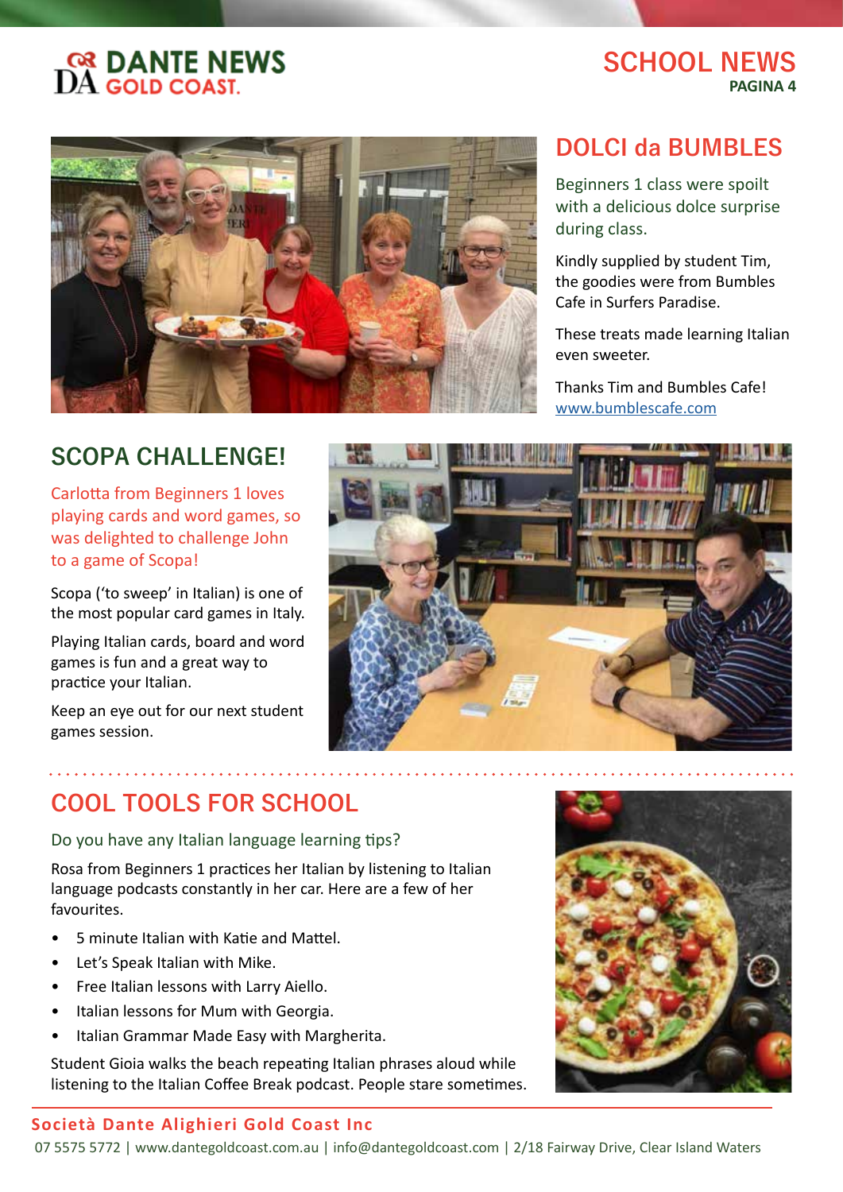## DOLCI da BUMBLES

Beginners 1 class were spoilt with a delicious dolce surprise during class.

Kindly supplied by student Tim, the goodies were from Bumbles Cafe in Surfers Paradise.

These treats made learning Italian even sweeter.

Thanks Tim and Bumbles Cafe! www.bumblescafe.com

## SCOPA CHALLENGE!

Carlotta from Beginners 1 loves playing cards and word games, so was delighted to challenge John to a game of Scopa!

Scopa ('to sweep' in Italian) is one of the most popular card games in Italy.

Playing Italian cards, board and word games is fun and a great way to practice your Italian.

Keep an eye out for our next student games session.

## COOL TOOLS FOR SCHOOL

Do you have any Italian language learning tips?

Rosa from Beginners 1 practices her Italian by listening to Italian language podcasts constantly in her car. Here are a few of her favourites.

- 5 minute Italian with Katie and Mattel.
- Let's Speak Italian with Mike.
- Free Italian lessons with Larry Aiello.
- Italian lessons for Mum with Georgia.
- Italian Grammar Made Easy with Margherita.

Student Gioia walks the beach repeating Italian phrases aloud while listening to the Italian Coffee Break podcast. People stare sometimes.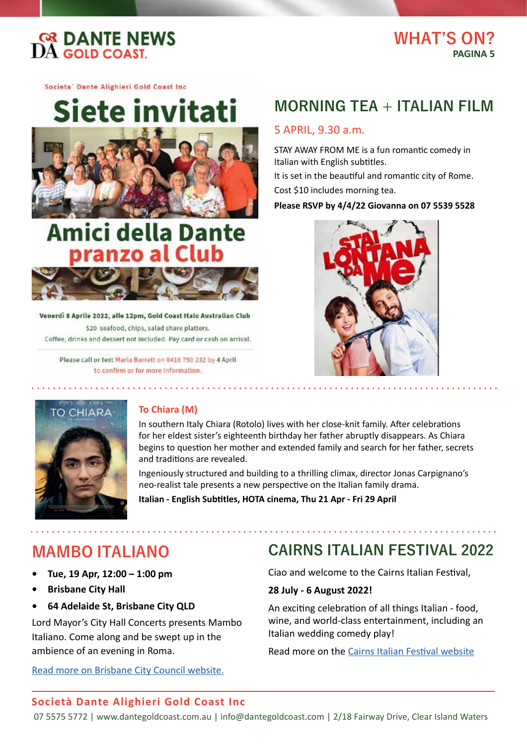## WHAT'S ON?

Societa' Dante Alighieri Gold Coast Inc

# Siete invitati

# Amici della Dante pranzo al Club

**Venerdì 8 Aprile 2022, alle 12pm, Gold Coast Italo Australian Club**

$20 seafood, chips, salad share platters.

Coffee, drinks and dessert not included. Pay card or cash on arrival.

Please call or text Maria Barrett on 0418 750 232 by 4 April to confirm or for more information.

## MORNING TEA + ITALIAN FILM

### 5 APRIL, 9.30 a.m.

STAY AWAY FROM ME is a fun romantic comedy in Italian with English subtitles.

It is set in the beautiful and romantic city of Rome.

Cost $10 includes morning tea.

**Please RSVP by 4/4/22 Giovanna on 07 5539 5528**

### To Chiara (M)

In southern Italy Chiara (Rotolo) lives with her close-knit family. After celebrations for her eldest sister's eighteenth birthday her father abruptly disappears. As Chiara begins to question her mother and extended family and search for her father, secrets and traditions are revealed.

Ingeniously structured and building to a thrilling climax, director Jonas Carpignano's neo-realist tale presents a new perspective on the Italian family drama.

**Italian - English Subtitles, HOTA cinema, Thu 21 Apr - Fri 29 April**

## MAMBO ITALIANO

- **Tue, 19 Apr, 12:00 – 1:00 pm**
- **Brisbane City Hall**
- **64 Adelaide St, Brisbane City QLD**

Lord Mayor's City Hall Concerts presents Mambo Italiano. Come along and be swept up in the ambience of an evening in Roma.

Read more on Brisbane City Council website.

## CAIRNS ITALIAN FESTIVAL 2022

Ciao and welcome to the Cairns Italian Festival,

**28 July - 6 August 2022!**

An exciting celebration of all things Italian - food, wine, and world-class entertainment, including an Italian wedding comedy play!

Read more on the Cairns Italian Festival website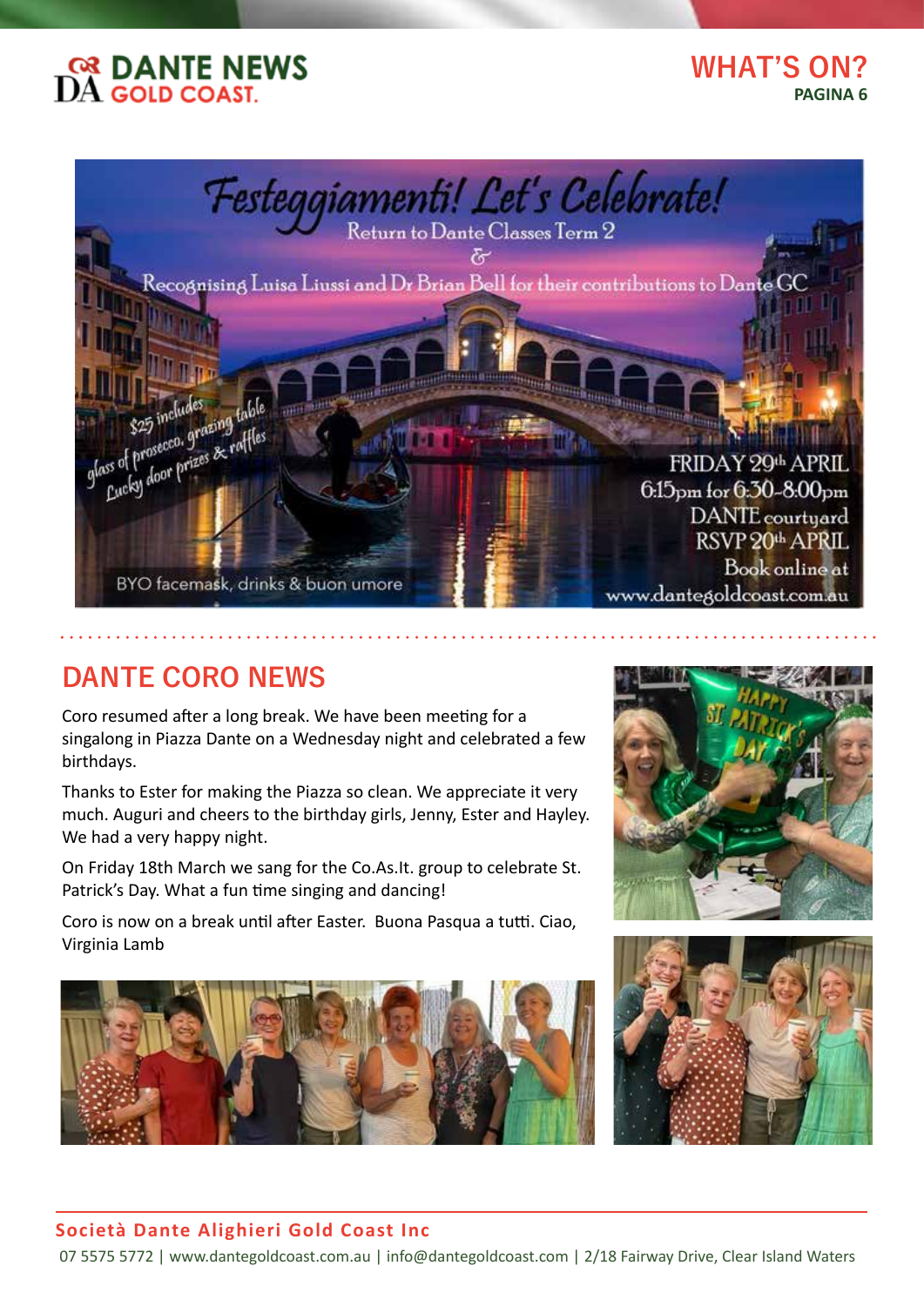# WHAT'S ON?

# Festeggiamenti! Let's Celebrate!

Return to Dante Classes Term 2

&

Recognising Luisa Liussi and Dr Brian Bell for their contributions to Dante GC

$25 includes glass of prosecco, grazing table Lucky door prizes & raffles

FRIDAY 29th APRIL
6:15pm for 6:30-8:00pm
DANTE courtyard
RSVP 20th APRIL
Book online at
www.dantegoldcoast.com.au

BYO facemask, drinks & buon umore

## DANTE CORO NEWS

Coro resumed after a long break. We have been meeting for a singalong in Piazza Dante on a Wednesday night and celebrated a few birthdays.

Thanks to Ester for making the Piazza so clean. We appreciate it very much. Auguri and cheers to the birthday girls, Jenny, Ester and Hayley. We had a very happy night.

On Friday 18th March we sang for the Co.As.It. group to celebrate St. Patrick's Day. What a fun time singing and dancing!

Coro is now on a break until after Easter. Buona Pasqua a tutti. Ciao, Virginia Lamb

**Società Dante Alighieri Gold Coast Inc**

07 5575 5772 | www.dantegoldcoast.com.au | info@dantegoldcoast.com | 2/18 Fairway Drive, Clear Island Waters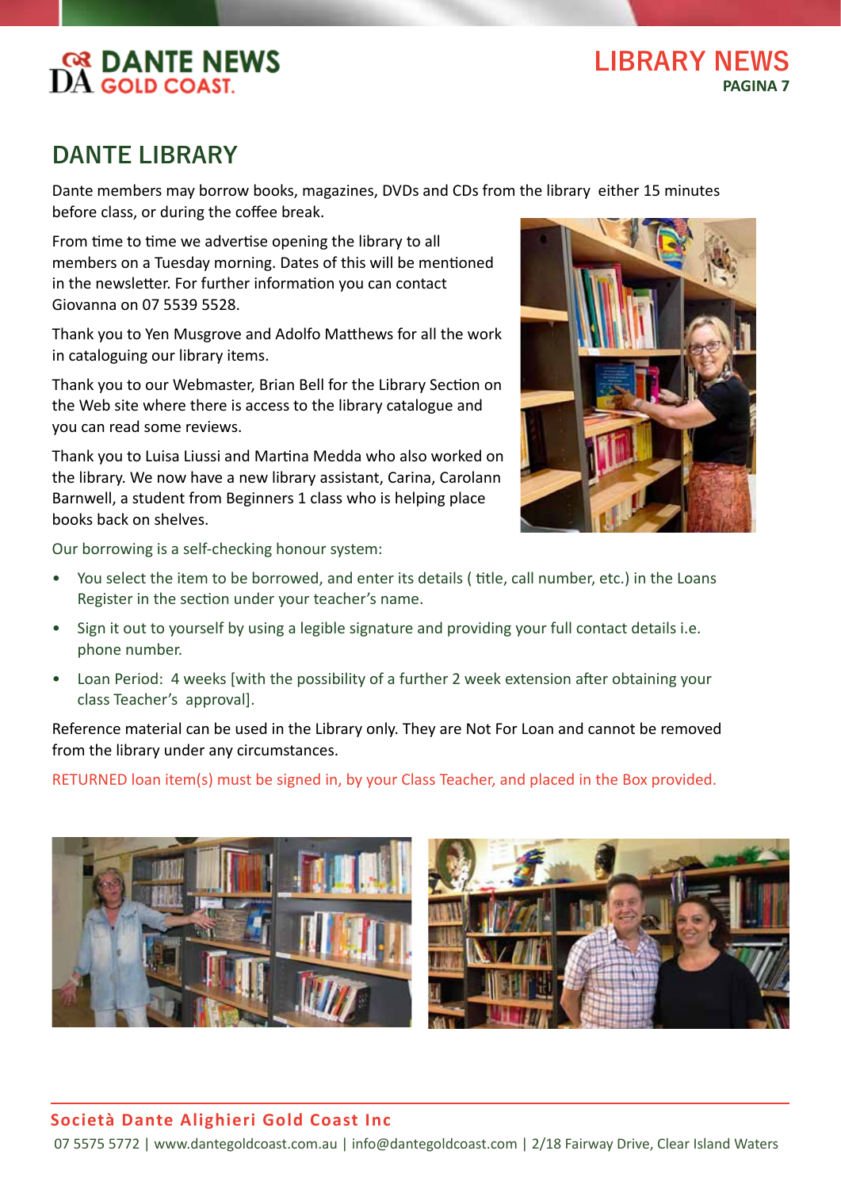# DANTE LIBRARY

Dante members may borrow books, magazines, DVDs and CDs from the library either 15 minutes before class, or during the coffee break.

From time to time we advertise opening the library to all members on a Tuesday morning. Dates of this will be mentioned in the newsletter. For further information you can contact Giovanna on 07 5539 5528.

Thank you to Yen Musgrove and Adolfo Matthews for all the work in cataloguing our library items.

Thank you to our Webmaster, Brian Bell for the Library Section on the Web site where there is access to the library catalogue and you can read some reviews.

Thank you to Luisa Liussi and Martina Medda who also worked on the library. We now have a new library assistant, Carina, Carolann Barnwell, a student from Beginners 1 class who is helping place books back on shelves.

Our borrowing is a self-checking honour system:

- You select the item to be borrowed, and enter its details ( title, call number, etc.) in the Loans Register in the section under your teacher's name.
- Sign it out to yourself by using a legible signature and providing your full contact details i.e. phone number.
- Loan Period: 4 weeks [with the possibility of a further 2 week extension after obtaining your class Teacher's approval].

Reference material can be used in the Library only. They are Not For Loan and cannot be removed from the library under any circumstances.

RETURNED loan item(s) must be signed in, by your Class Teacher, and placed in the Box provided.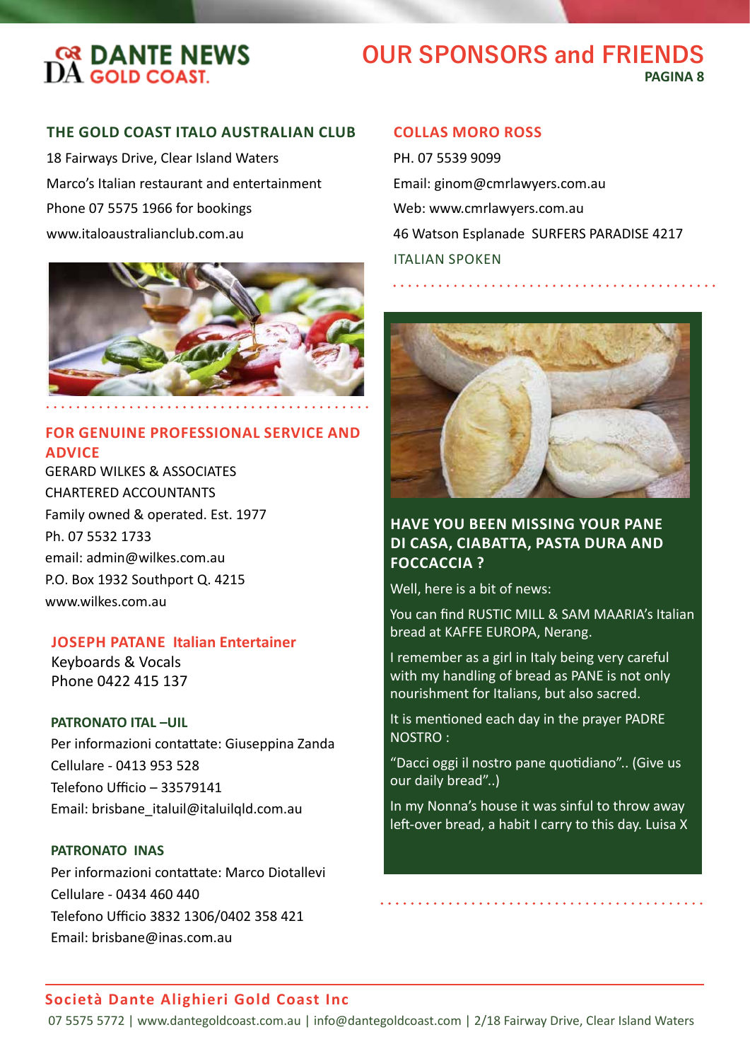# OUR SPONSORS and FRIENDS

PAGINA 8

## THE GOLD COAST ITALO AUSTRALIAN CLUB

18 Fairways Drive, Clear Island Waters

Marco's Italian restaurant and entertainment

Phone 07 5575 1966 for bookings

www.italoaustralianclub.com.au

## FOR GENUINE PROFESSIONAL SERVICE AND ADVICE

GERARD WILKES & ASSOCIATES

CHARTERED ACCOUNTANTS

Family owned & operated. Est. 1977

Ph. 07 5532 1733

email: admin@wilkes.com.au

P.O. Box 1932 Southport Q. 4215

www.wilkes.com.au

## JOSEPH PATANE Italian Entertainer

Keyboards & Vocals

Phone 0422 415 137

## PATRONATO ITAL –UIL

Per informazioni contattate: Giuseppina Zanda

Cellulare - 0413 953 528

Telefono Ufficio – 33579141

Email: brisbane_italuil@italuilqld.com.au

## PATRONATO INAS

Per informazioni contattate: Marco Diotallevi

Cellulare - 0434 460 440

Telefono Ufficio 3832 1306/0402 358 421

Email: brisbane@inas.com.au

## COLLAS MORO ROSS

PH. 07 5539 9099

Email: ginom@cmrlawyers.com.au

Web: www.cmrlawyers.com.au

46 Watson Esplanade SURFERS PARADISE 4217

ITALIAN SPOKEN

## HAVE YOU BEEN MISSING YOUR PANE DI CASA, CIABATTA, PASTA DURA AND FOCCACCIA ?

Well, here is a bit of news:

You can find RUSTIC MILL & SAM MAARIA's Italian bread at KAFFE EUROPA, Nerang.

I remember as a girl in Italy being very careful with my handling of bread as PANE is not only nourishment for Italians, but also sacred.

It is mentioned each day in the prayer PADRE NOSTRO :

"Dacci oggi il nostro pane quotidiano".. (Give us our daily bread".)

In my Nonna's house it was sinful to throw away left-over bread, a habit I carry to this day. Luisa X

**Società Dante Alighieri Gold Coast Inc**

07 5575 5772 | www.dantegoldcoast.com.au | info@dantegoldcoast.com | 2/18 Fairway Drive, Clear Island Waters